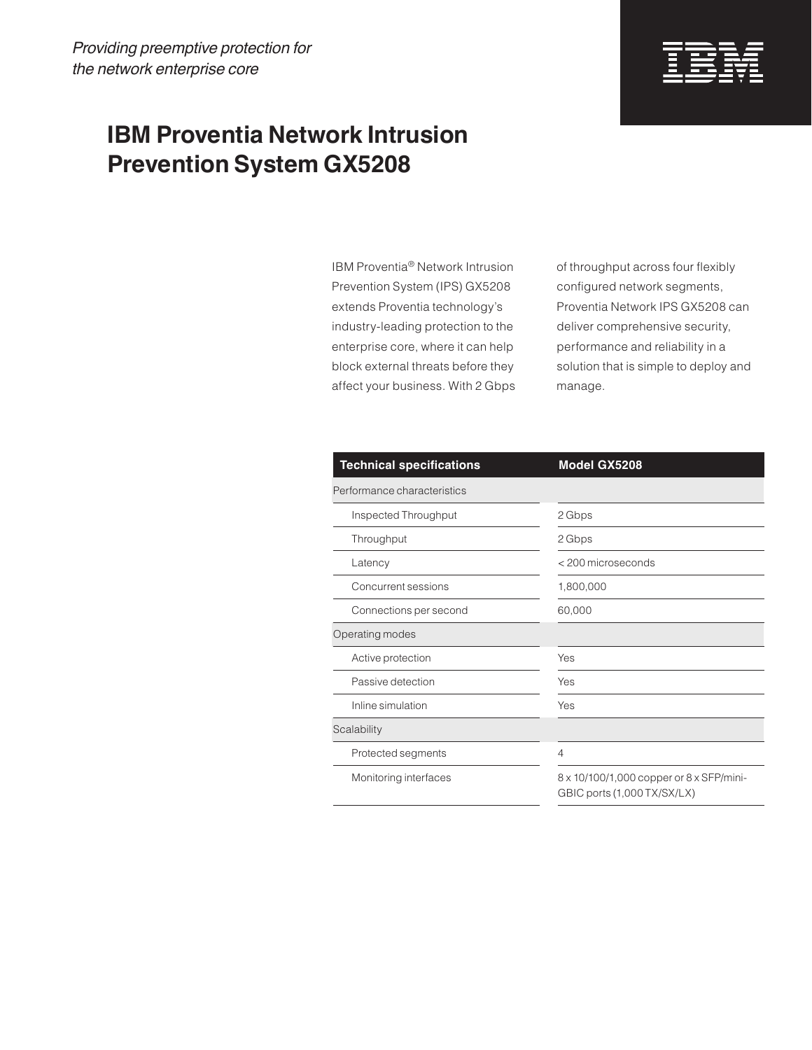*Providing preemptive protection for the network enterprise core*

# IBM Proventia Network Intrusion Prevention System GX5208

IBM Proventia® Network Intrusion Prevention System (IPS) GX5208 extends Proventia technology's industry-leading protection to the enterprise core, where it can help block external threats before they affect your business. With 2 Gbps of throughput across four flexibly configured network segments, Proventia Network IPS GX5208 can deliver comprehensive security, performance and reliability in a solution that is simple to deploy and manage.

| Technical specifications | Model GX5208 |
|---|---|
| Performance characteristics | |
| Inspected Throughput | 2 Gbps |
| Throughput | 2 Gbps |
| Latency | < 200 microseconds |
| Concurrent sessions | 1,800,000 |
| Connections per second | 60,000 |
| Operating modes | |
| Active protection | Yes |
| Passive detection | Yes |
| Inline simulation | Yes |
| Scalability | |
| Protected segments | 4 |
| Monitoring interfaces | 8 x 10/100/1,000 copper or 8 x SFP/mini-GBIC ports (1,000 TX/SX/LX) |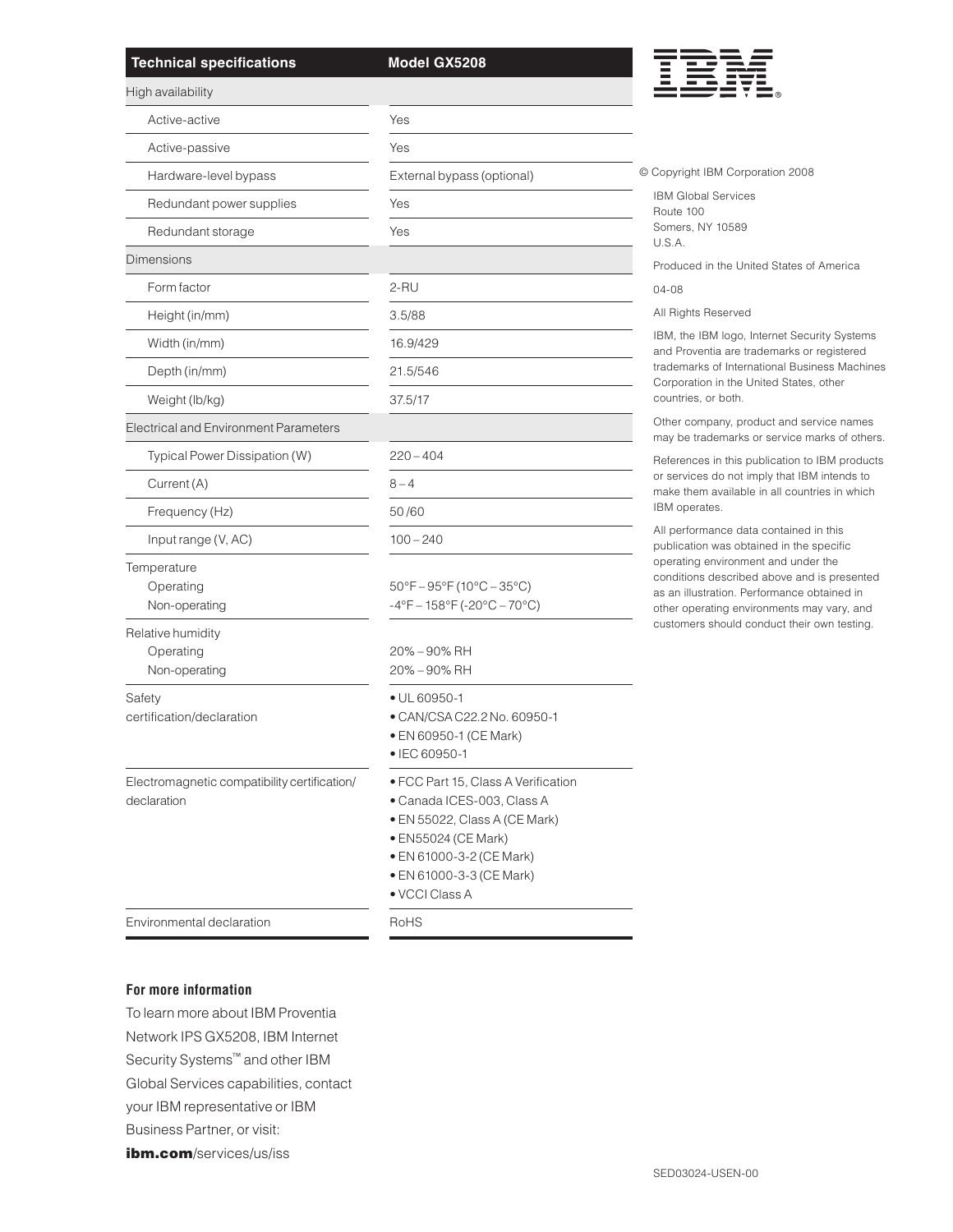| Technical specifications | Model GX5208 |
|---|---|
| **High availability** | |
| Active-active | Yes |
| Active-passive | Yes |
| Hardware-level bypass | External bypass (optional) |
| Redundant power supplies | Yes |
| Redundant storage | Yes |
| **Dimensions** | |
| Form factor | 2-RU |
| Height (in/mm) | 3.5/88 |
| Width (in/mm) | 16.9/429 |
| Depth (in/mm) | 21.5/546 |
| Weight (lb/kg) | 37.5/17 |
| **Electrical and Environment Parameters** | |
| Typical Power Dissipation (W) | 220 – 404 |
| Current (A) | 8 – 4 |
| Frequency (Hz) | 50 /60 |
| Input range (V, AC) | 100 – 240 |
| Temperature<br>Operating<br>Non-operating | <br>50°F – 95°F (10°C – 35°C)<br>-4°F – 158°F (-20°C – 70°C) |
| Relative humidity<br>Operating<br>Non-operating | <br>20% – 90% RH<br>20% – 90% RH |
| Safety certification/declaration | • UL 60950-1<br>• CAN/CSA C22.2 No. 60950-1<br>• EN 60950-1 (CE Mark)<br>• IEC 60950-1 |
| Electromagnetic compatibility certification/ declaration | • FCC Part 15, Class A Verification<br>• Canada ICES-003, Class A<br>• EN 55022, Class A (CE Mark)<br>• EN55024 (CE Mark)<br>• EN 61000-3-2 (CE Mark)<br>• EN 61000-3-3 (CE Mark)<br>• VCCI Class A |
| Environmental declaration | RoHS |

**For more information**

To learn more about IBM Proventia Network IPS GX5208, IBM Internet Security Systems™ and other IBM Global Services capabilities, contact your IBM representative or IBM Business Partner, or visit:

**ibm.com**/services/us/iss

© Copyright IBM Corporation 2008

IBM Global Services
Route 100
Somers, NY 10589
U.S.A.

Produced in the United States of America

04-08

All Rights Reserved

IBM, the IBM logo, Internet Security Systems and Proventia are trademarks or registered trademarks of International Business Machines Corporation in the United States, other countries, or both.

Other company, product and service names may be trademarks or service marks of others.

References in this publication to IBM products or services do not imply that IBM intends to make them available in all countries in which IBM operates.

All performance data contained in this publication was obtained in the specific operating environment and under the conditions described above and is presented as an illustration. Performance obtained in other operating environments may vary, and customers should conduct their own testing.

SED03024-USEN-00